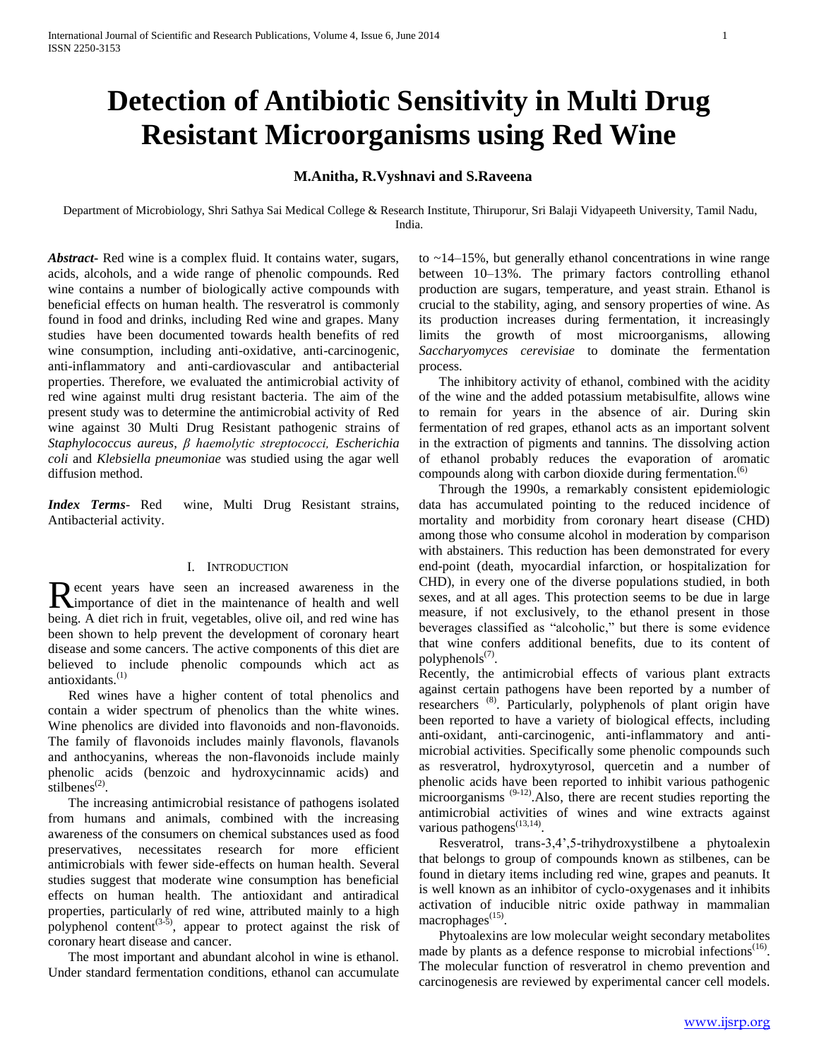# Detection of Antibiotic Sensitivity in Multi Drug Resistant Microorganisms using Red Wine

**M.Anitha, R.Vyshnavi and S.Raveena**

Department of Microbiology, Shri Sathya Sai Medical College & Research Institute, Thiruporur, Sri Balaji Vidyapeeth University, Tamil Nadu, India.

***Abstract-*** Red wine is a complex fluid. It contains water, sugars, acids, alcohols, and a wide range of phenolic compounds. Red wine contains a number of biologically active compounds with beneficial effects on human health. The resveratrol is commonly found in food and drinks, including Red wine and grapes. Many studies have been documented towards health benefits of red wine consumption, including anti-oxidative, anti-carcinogenic, anti-inflammatory and anti-cardiovascular and antibacterial properties. Therefore, we evaluated the antimicrobial activity of red wine against multi drug resistant bacteria. The aim of the present study was to determine the antimicrobial activity of Red wine against 30 Multi Drug Resistant pathogenic strains of *Staphylococcus aureus*, *β haemolytic streptococci, Escherichia coli* and *Klebsiella pneumoniae* was studied using the agar well diffusion method.

***Index Terms*-** Red wine, Multi Drug Resistant strains, Antibacterial activity.

## I. Introduction

Recent years have seen an increased awareness in the importance of diet in the maintenance of health and well being. A diet rich in fruit, vegetables, olive oil, and red wine has been shown to help prevent the development of coronary heart disease and some cancers. The active components of this diet are believed to include phenolic compounds which act as antioxidants.[1]

Red wines have a higher content of total phenolics and contain a wider spectrum of phenolics than the white wines. Wine phenolics are divided into flavonoids and non-flavonoids. The family of flavonoids includes mainly flavonols, flavanols and anthocyanins, whereas the non-flavonoids include mainly phenolic acids (benzoic and hydroxycinnamic acids) and stilbenes[2].

The increasing antimicrobial resistance of pathogens isolated from humans and animals, combined with the increasing awareness of the consumers on chemical substances used as food preservatives, necessitates research for more efficient antimicrobials with fewer side-effects on human health. Several studies suggest that moderate wine consumption has beneficial effects on human health. The antioxidant and antiradical properties, particularly of red wine, attributed mainly to a high polyphenol content[3-5], appear to protect against the risk of coronary heart disease and cancer.

The most important and abundant alcohol in wine is ethanol. Under standard fermentation conditions, ethanol can accumulate to ~14–15%, but generally ethanol concentrations in wine range between 10–13%. The primary factors controlling ethanol production are sugars, temperature, and yeast strain. Ethanol is crucial to the stability, aging, and sensory properties of wine. As its production increases during fermentation, it increasingly limits the growth of most microorganisms, allowing *Saccharyomyces cerevisiae* to dominate the fermentation process.

The inhibitory activity of ethanol, combined with the acidity of the wine and the added potassium metabisulfite, allows wine to remain for years in the absence of air. During skin fermentation of red grapes, ethanol acts as an important solvent in the extraction of pigments and tannins. The dissolving action of ethanol probably reduces the evaporation of aromatic compounds along with carbon dioxide during fermentation.[6]

Through the 1990s, a remarkably consistent epidemiologic data has accumulated pointing to the reduced incidence of mortality and morbidity from coronary heart disease (CHD) among those who consume alcohol in moderation by comparison with abstainers. This reduction has been demonstrated for every end-point (death, myocardial infarction, or hospitalization for CHD), in every one of the diverse populations studied, in both sexes, and at all ages. This protection seems to be due in large measure, if not exclusively, to the ethanol present in those beverages classified as "alcoholic," but there is some evidence that wine confers additional benefits, due to its content of polyphenols[7].

Recently, the antimicrobial effects of various plant extracts against certain pathogens have been reported by a number of researchers [8]. Particularly, polyphenols of plant origin have been reported to have a variety of biological effects, including anti-oxidant, anti-carcinogenic, anti-inflammatory and anti-microbial activities. Specifically some phenolic compounds such as resveratrol, hydroxytyrosol, quercetin and a number of phenolic acids have been reported to inhibit various pathogenic microorganisms [9-12].Also, there are recent studies reporting the antimicrobial activities of wines and wine extracts against various pathogens[13,14].

Resveratrol, trans-3,4',5-trihydroxystilbene a phytoalexin that belongs to group of compounds known as stilbenes, can be found in dietary items including red wine, grapes and peanuts. It is well known as an inhibitor of cyclo-oxygenases and it inhibits activation of inducible nitric oxide pathway in mammalian macrophages[15].

Phytoalexins are low molecular weight secondary metabolites made by plants as a defence response to microbial infections[16]. The molecular function of resveratrol in chemo prevention and carcinogenesis are reviewed by experimental cancer cell models.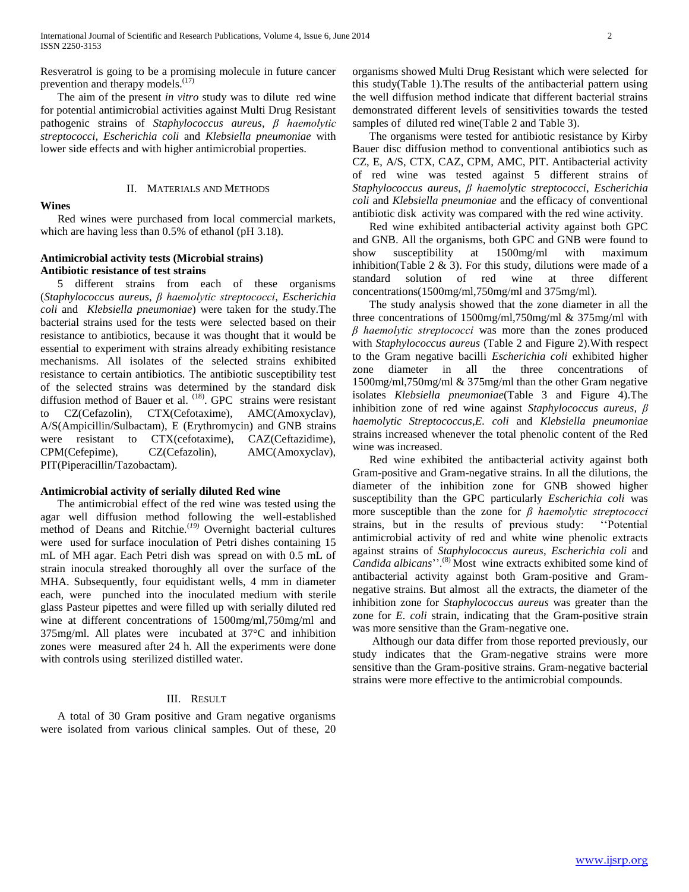Resveratrol is going to be a promising molecule in future cancer prevention and therapy models.[17]

The aim of the present *in vitro* study was to dilute red wine for potential antimicrobial activities against Multi Drug Resistant pathogenic strains of *Staphylococcus aureus*, *β haemolytic streptococci*, *Escherichia coli* and *Klebsiella pneumoniae* with lower side effects and with higher antimicrobial properties.

## II. Materials and Methods

### Wines

Red wines were purchased from local commercial markets, which are having less than 0.5% of ethanol (pH 3.18).

### Antimicrobial activity tests (Microbial strains)
### Antibiotic resistance of test strains

5 different strains from each of these organisms (*Staphylococcus aureus*, *β haemolytic streptococci*, *Escherichia coli* and *Klebsiella pneumoniae*) were taken for the study.The bacterial strains used for the tests were selected based on their resistance to antibiotics, because it was thought that it would be essential to experiment with strains already exhibiting resistance mechanisms. All isolates of the selected strains exhibited resistance to certain antibiotics. The antibiotic susceptibility test of the selected strains was determined by the standard disk diffusion method of Bauer et al. [18]. GPC strains were resistant to CZ(Cefazolin), CTX(Cefotaxime), AMC(Amoxyclav), A/S(Ampicillin/Sulbactam), E (Erythromycin) and GNB strains were resistant to CTX(cefotaxime), CAZ(Ceftazidime), CPM(Cefepime), CZ(Cefazolin), AMC(Amoxyclav), PIT(Piperacillin/Tazobactam).

### Antimicrobial activity of serially diluted Red wine

The antimicrobial effect of the red wine was tested using the agar well diffusion method following the well-established method of Deans and Ritchie.[19] Overnight bacterial cultures were used for surface inoculation of Petri dishes containing 15 mL of MH agar. Each Petri dish was spread on with 0.5 mL of strain inocula streaked thoroughly all over the surface of the MHA. Subsequently, four equidistant wells, 4 mm in diameter each, were punched into the inoculated medium with sterile glass Pasteur pipettes and were filled up with serially diluted red wine at different concentrations of 1500mg/ml,750mg/ml and 375mg/ml. All plates were incubated at 37°C and inhibition zones were measured after 24 h. All the experiments were done with controls using sterilized distilled water.

## III. Result

A total of 30 Gram positive and Gram negative organisms were isolated from various clinical samples. Out of these, 20 organisms showed Multi Drug Resistant which were selected for this study(Table 1).The results of the antibacterial pattern using the well diffusion method indicate that different bacterial strains demonstrated different levels of sensitivities towards the tested samples of diluted red wine(Table 2 and Table 3).

The organisms were tested for antibiotic resistance by Kirby Bauer disc diffusion method to conventional antibiotics such as CZ, E, A/S, CTX, CAZ, CPM, AMC, PIT. Antibacterial activity of red wine was tested against 5 different strains of *Staphylococcus aureus*, *β haemolytic streptococci*, *Escherichia coli* and *Klebsiella pneumoniae* and the efficacy of conventional antibiotic disk activity was compared with the red wine activity.

Red wine exhibited antibacterial activity against both GPC and GNB. All the organisms, both GPC and GNB were found to show susceptibility at 1500mg/ml with maximum inhibition(Table 2 & 3). For this study, dilutions were made of a standard solution of red wine at three different concentrations(1500mg/ml,750mg/ml and 375mg/ml).

The study analysis showed that the zone diameter in all the three concentrations of 1500mg/ml,750mg/ml & 375mg/ml with *β haemolytic streptococci* was more than the zones produced with *Staphylococcus aureus* (Table 2 and Figure 2).With respect to the Gram negative bacilli *Escherichia coli* exhibited higher zone diameter in all the three concentrations of 1500mg/ml,750mg/ml & 375mg/ml than the other Gram negative isolates *Klebsiella pneumoniae*(Table 3 and Figure 4).The inhibition zone of red wine against *Staphylococcus aureus*, *β haemolytic Streptococcus*,*E. coli* and *Klebsiella pneumoniae* strains increased whenever the total phenolic content of the Red wine was increased.

Red wine exhibited the antibacterial activity against both Gram-positive and Gram-negative strains. In all the dilutions, the diameter of the inhibition zone for GNB showed higher susceptibility than the GPC particularly *Escherichia coli* was more susceptible than the zone for *β haemolytic streptococci* strains, but in the results of previous study: ''Potential antimicrobial activity of red and white wine phenolic extracts against strains of *Staphylococcus aureus*, *Escherichia coli* and *Candida albicans*''.[8] Most wine extracts exhibited some kind of antibacterial activity against both Gram-positive and Gram-negative strains. But almost all the extracts, the diameter of the inhibition zone for *Staphylococcus aureus* was greater than the zone for *E. coli* strain, indicating that the Gram-positive strain was more sensitive than the Gram-negative one.

Although our data differ from those reported previously, our study indicates that the Gram-negative strains were more sensitive than the Gram-positive strains. Gram-negative bacterial strains were more effective to the antimicrobial compounds.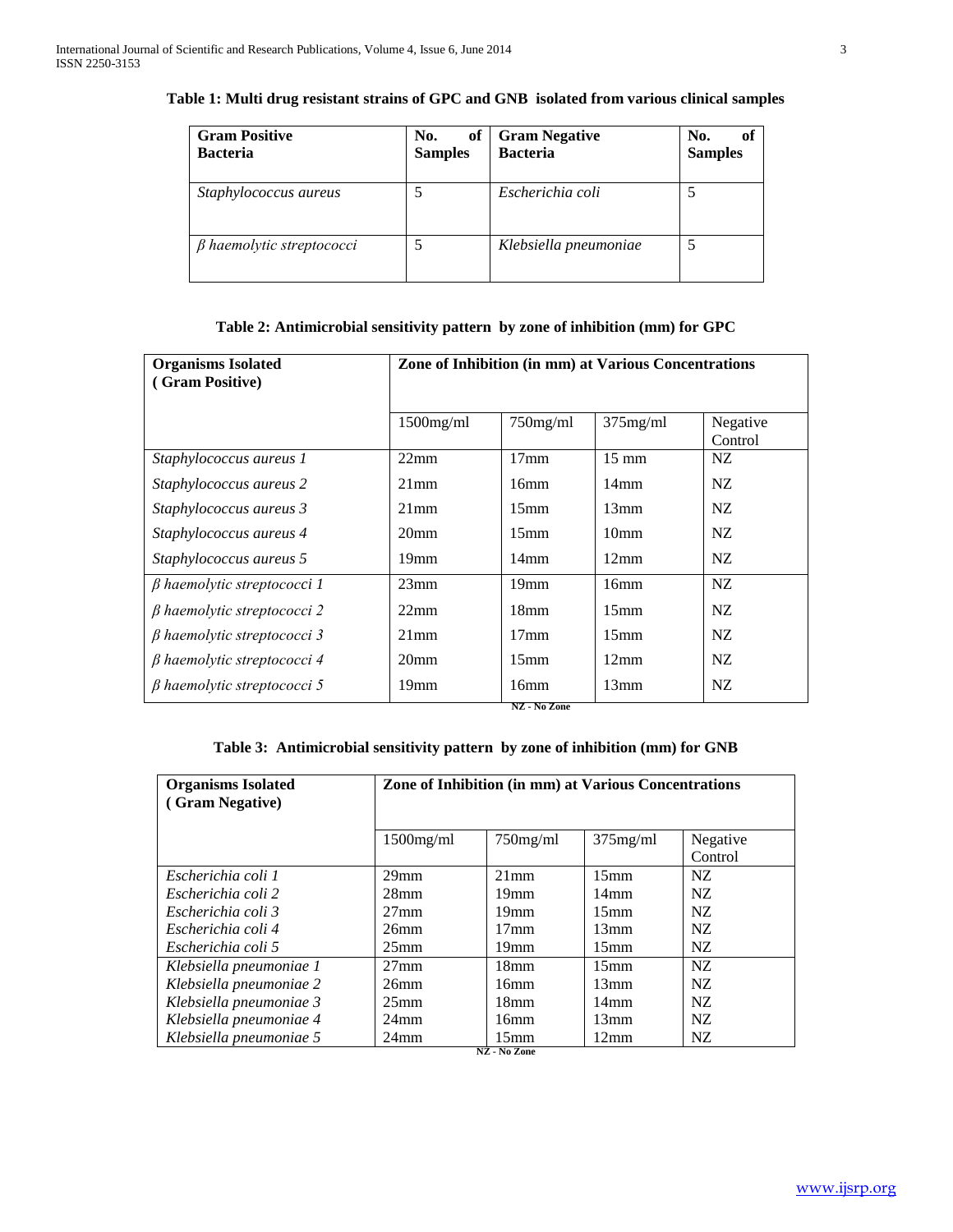**Table 1: Multi drug resistant strains of GPC and GNB isolated from various clinical samples**

| Gram Positive Bacteria | No. of Samples | Gram Negative Bacteria | No. of Samples |
|---|---|---|---|
| *Staphylococcus aureus* | 5 | *Escherichia coli* | 5 |
| *β haemolytic streptococci* | 5 | *Klebsiella pneumoniae* | 5 |

**Table 2: Antimicrobial sensitivity pattern by zone of inhibition (mm) for GPC**

| Organisms Isolated (Gram Positive) | Zone of Inhibition (in mm) at Various Concentrations | | | |
|---|---|---|---|---|
| | 1500mg/ml | 750mg/ml | 375mg/ml | Negative Control |
| *Staphylococcus aureus 1* | 22mm | 17mm | 15 mm | NZ |
| *Staphylococcus aureus 2* | 21mm | 16mm | 14mm | NZ |
| *Staphylococcus aureus 3* | 21mm | 15mm | 13mm | NZ |
| *Staphylococcus aureus 4* | 20mm | 15mm | 10mm | NZ |
| *Staphylococcus aureus 5* | 19mm | 14mm | 12mm | NZ |
| *β haemolytic streptococci 1* | 23mm | 19mm | 16mm | NZ |
| *β haemolytic streptococci 2* | 22mm | 18mm | 15mm | NZ |
| *β haemolytic streptococci 3* | 21mm | 17mm | 15mm | NZ |
| *β haemolytic streptococci 4* | 20mm | 15mm | 12mm | NZ |
| *β haemolytic streptococci 5* | 19mm | 16mm | 13mm | NZ |

**NZ - No Zone**

**Table 3: Antimicrobial sensitivity pattern by zone of inhibition (mm) for GNB**

| Organisms Isolated (Gram Negative) | Zone of Inhibition (in mm) at Various Concentrations | | | |
|---|---|---|---|---|
| | 1500mg/ml | 750mg/ml | 375mg/ml | Negative Control |
| *Escherichia coli 1* | 29mm | 21mm | 15mm | NZ |
| *Escherichia coli 2* | 28mm | 19mm | 14mm | NZ |
| *Escherichia coli 3* | 27mm | 19mm | 15mm | NZ |
| *Escherichia coli 4* | 26mm | 17mm | 13mm | NZ |
| *Escherichia coli 5* | 25mm | 19mm | 15mm | NZ |
| *Klebsiella pneumoniae 1* | 27mm | 18mm | 15mm | NZ |
| *Klebsiella pneumoniae 2* | 26mm | 16mm | 13mm | NZ |
| *Klebsiella pneumoniae 3* | 25mm | 18mm | 14mm | NZ |
| *Klebsiella pneumoniae 4* | 24mm | 16mm | 13mm | NZ |
| *Klebsiella pneumoniae 5* | 24mm | 15mm | 12mm | NZ |

**NZ - No Zone**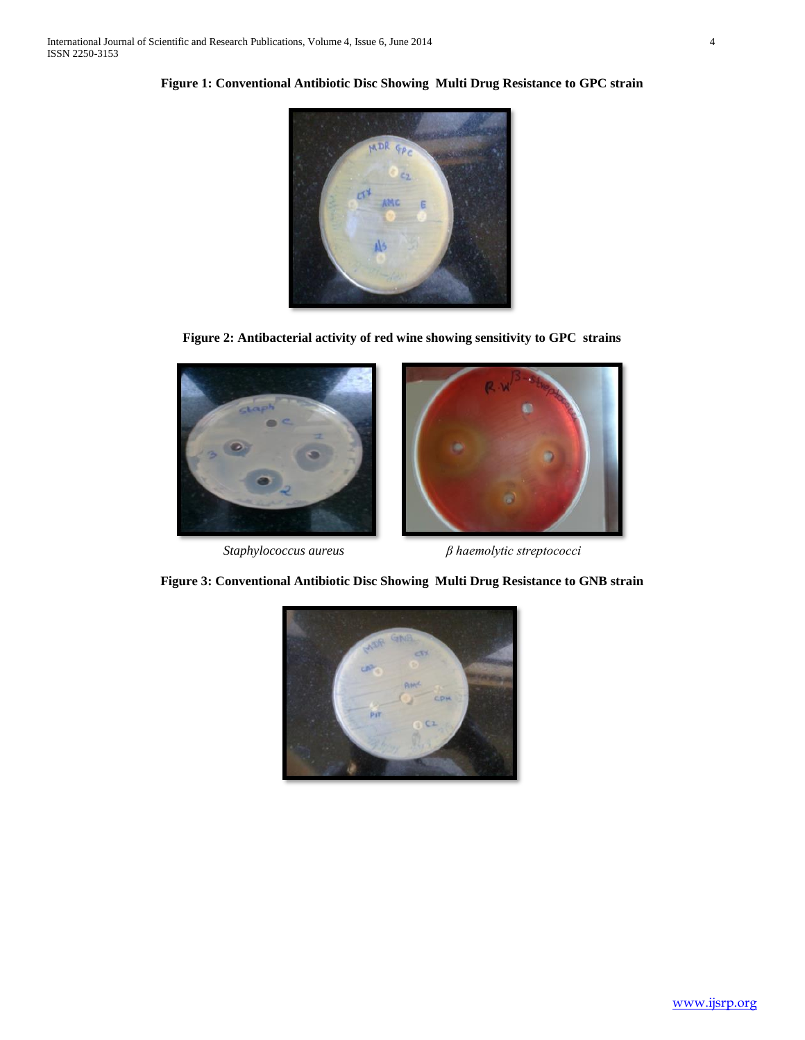**Figure 1: Conventional Antibiotic Disc Showing Multi Drug Resistance to GPC strain**

**Figure 2: Antibacterial activity of red wine showing sensitivity to GPC strains**

*Staphylococcus aureus* *β haemolytic streptococci*

**Figure 3: Conventional Antibiotic Disc Showing Multi Drug Resistance to GNB strain**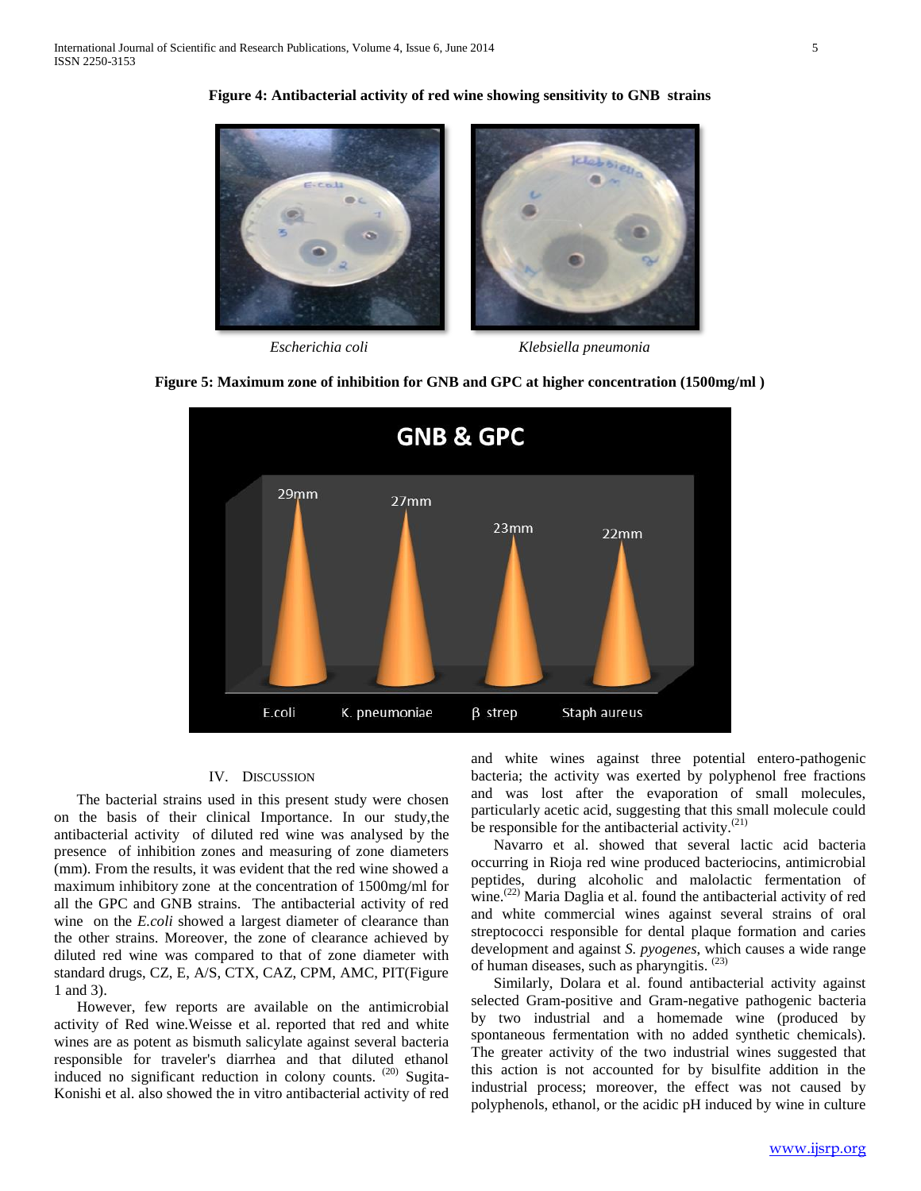**Figure 4: Antibacterial activity of red wine showing sensitivity to GNB strains**

*Escherichia coli* *Klebsiella pneumonia*

**Figure 5: Maximum zone of inhibition for GNB and GPC at higher concentration (1500mg/ml )**

## IV. Discussion

The bacterial strains used in this present study were chosen on the basis of their clinical Importance. In our study,the antibacterial activity of diluted red wine was analysed by the presence of inhibition zones and measuring of zone diameters (mm). From the results, it was evident that the red wine showed a maximum inhibitory zone at the concentration of 1500mg/ml for all the GPC and GNB strains. The antibacterial activity of red wine on the *E.coli* showed a largest diameter of clearance than the other strains. Moreover, the zone of clearance achieved by diluted red wine was compared to that of zone diameter with standard drugs, CZ, E, A/S, CTX, CAZ, CPM, AMC, PIT(Figure 1 and 3).

However, few reports are available on the antimicrobial activity of Red wine.Weisse et al. reported that red and white wines are as potent as bismuth salicylate against several bacteria responsible for traveler's diarrhea and that diluted ethanol induced no significant reduction in colony counts. [20] Sugita-Konishi et al. also showed the in vitro antibacterial activity of red and white wines against three potential entero-pathogenic bacteria; the activity was exerted by polyphenol free fractions and was lost after the evaporation of small molecules, particularly acetic acid, suggesting that this small molecule could be responsible for the antibacterial activity.[21]

Navarro et al. showed that several lactic acid bacteria occurring in Rioja red wine produced bacteriocins, antimicrobial peptides, during alcoholic and malolactic fermentation of wine.[22] Maria Daglia et al. found the antibacterial activity of red and white commercial wines against several strains of oral streptococci responsible for dental plaque formation and caries development and against *S. pyogenes*, which causes a wide range of human diseases, such as pharyngitis. [23]

Similarly, Dolara et al. found antibacterial activity against selected Gram-positive and Gram-negative pathogenic bacteria by two industrial and a homemade wine (produced by spontaneous fermentation with no added synthetic chemicals). The greater activity of the two industrial wines suggested that this action is not accounted for by bisulfite addition in the industrial process; moreover, the effect was not caused by polyphenols, ethanol, or the acidic pH induced by wine in culture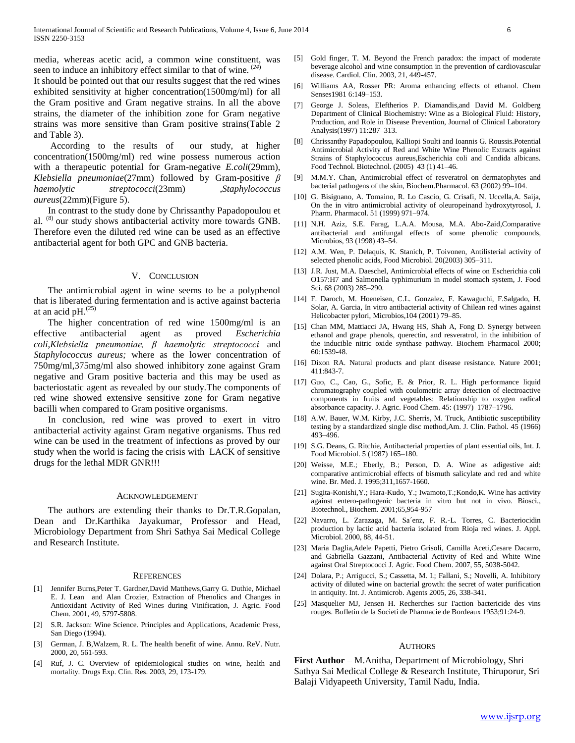media, whereas acetic acid, a common wine constituent, was seen to induce an inhibitory effect similar to that of wine. [24]

It should be pointed out that our results suggest that the red wines exhibited sensitivity at higher concentration(1500mg/ml) for all the Gram positive and Gram negative strains. In all the above strains, the diameter of the inhibition zone for Gram negative strains was more sensitive than Gram positive strains(Table 2 and Table 3).

According to the results of our study, at higher concentration(1500mg/ml) red wine possess numerous action with a therapeutic potential for Gram-negative *E.coli*(29mm), *Klebsiella pneumoniae*(27mm) followed by Gram-positive *β haemolytic streptococci*(23mm) ,*Staphylococcus aureus*(22mm)(Figure 5).

In contrast to the study done by Chrissanthy Papadopoulou et al. [8] our study shows antibacterial activity more towards GNB. Therefore even the diluted red wine can be used as an effective antibacterial agent for both GPC and GNB bacteria.

## V. Conclusion

The antimicrobial agent in wine seems to be a polyphenol that is liberated during fermentation and is active against bacteria at an acid pH.[25]

The higher concentration of red wine 1500mg/ml is an effective antibacterial agent as proved *Escherichia coli*,*Klebsiella pneumoniae, β haemolytic streptococci* and *Staphylococcus aureus;* where as the lower concentration of 750mg/ml,375mg/ml also showed inhibitory zone against Gram negative and Gram positive bacteria and this may be used as bacteriostatic agent as revealed by our study.The components of red wine showed extensive sensitive zone for Gram negative bacilli when compared to Gram positive organisms.

In conclusion, red wine was proved to exert in vitro antibacterial activity against Gram negative organisms. Thus red wine can be used in the treatment of infections as proved by our study when the world is facing the crisis with LACK of sensitive drugs for the lethal MDR GNR!!!

## Acknowledgement

The authors are extending their thanks to Dr.T.R.Gopalan, Dean and Dr.Karthika Jayakumar, Professor and Head, Microbiology Department from Shri Sathya Sai Medical College and Research Institute.

## References

[1] Jennifer Burns,Peter T. Gardner,David Matthews,Garry G. Duthie, Michael E. J. Lean and Alan Crozier, Extraction of Phenolics and Changes in Antioxidant Activity of Red Wines during Vinification, J. Agric. Food Chem. 2001, 49, 5797-5808.

[2] S.R. Jackson: Wine Science. Principles and Applications, Academic Press, San Diego (1994).

[3] German, J. B,Walzem, R. L. The health benefit of wine. Annu. ReV. Nutr. 2000, 20, 561-593.

[4] Ruf, J. C. Overview of epidemiological studies on wine, health and mortality. Drugs Exp. Clin. Res. 2003, 29, 173-179.

[5] Gold finger, T. M. Beyond the French paradox: the impact of moderate beverage alcohol and wine consumption in the prevention of cardiovascular disease. Cardiol. Clin. 2003, 21, 449-457.

[6] Williams AA, Rosser PR: Aroma enhancing effects of ethanol. Chem Senses1981 6:149–153.

[7] George J. Soleas, Eleftherios P. Diamandis,and David M. Goldberg Department of Clinical Biochemistry: Wine as a Biological Fluid: History, Production, and Role in Disease Prevention, Journal of Clinical Laboratory Analysis(1997) 11:287–313.

[8] Chrissanthy Papadopoulou, Kalliopi Soulti and Ioannis G. Roussis.Potential Antimicrobial Activity of Red and White Wine Phenolic Extracts against Strains of Staphylococcus aureus,Escherichia coli and Candida albicans. Food Technol. Biotechnol. (2005) 43 (1) 41–46.

[9] M.M.Y. Chan, Antimicrobial effect of resveratrol on dermatophytes and bacterial pathogens of the skin, Biochem.Pharmacol. 63 (2002) 99–104.

[10] G. Bisignano, A. Tomaino, R. Lo Cascio, G. Crisafi, N. Uccella,A. Saija, On the in vitro antimicrobial activity of oleuropeinand hydroxytyrosol, J. Pharm. Pharmacol. 51 (1999) 971–974.

[11] N.H. Aziz, S.E. Farag, L.A.A. Mousa, M.A. Abo-Zaid,Comparative antibacterial and antifungal effects of some phenolic compounds, Microbios, 93 (1998) 43–54.

[12] A.M. Wen, P. Delaquis, K. Stanich, P. Toivonen, Antilisterial activity of selected phenolic acids, Food Microbiol. 20(2003) 305–311.

[13] J.R. Just, M.A. Daeschel, Antimicrobial effects of wine on Escherichia coli O157:H7 and Salmonella typhimurium in model stomach system, J. Food Sci. 68 (2003) 285–290.

[14] F. Daroch, M. Hoeneisen, C.L. Gonzalez, F. Kawaguchi, F.Salgado, H. Solar, A. Garcia, In vitro antibacterial activity of Chilean red wines against Helicobacter pylori, Microbios,104 (2001) 79–85.

[15] Chan MM, Mattiacci JA, Hwang HS, Shah A, Fong D. Synergy between ethanol and grape phenols, querectin, and resveratrol, in the inhibition of the inducible nitric oxide synthase pathway. Biochem Pharmacol 2000; 60:1539-48.

[16] Dixon RA. Natural products and plant disease resistance. Nature 2001; 411:843-7.

[17] Guo, C., Cao, G., Sofic, E. & Prior, R. L. High performance liquid chromatography coupled with coulometric array detection of electroactive components in fruits and vegetables: Relationship to oxygen radical absorbance capacity. J. Agric. Food Chem. 45: (1997) 1787–1796.

[18] A.W. Bauer, W.M. Kirby, J.C. Sherris, M. Truck, Antibiotic susceptibility testing by a standardized single disc method,Am. J. Clin. Pathol. 45 (1966) 493–496.

[19] S.G. Deans, G. Ritchie, Antibacterial properties of plant essential oils, Int. J. Food Microbiol. 5 (1987) 165–180.

[20] Weisse, M.E.; Eberly, B.; Person, D. A. Wine as adigestive aid: comparative antimicrobial effects of bismuth salicylate and red and white wine. Br. Med. J. 1995;311,1657-1660.

[21] Sugita-Konishi,Y.; Hara-Kudo, Y.; Iwamoto,T.;Kondo,K. Wine has activity against entero-pathogenic bacteria in vitro but not in vivo. Biosci., Biotechnol., Biochem. 2001;65,954-957

[22] Navarro, L. Zarazaga, M. Sa´enz, F. R.-L. Torres, C. Bacteriocidin production by lactic acid bacteria isolated from Rioja red wines. J. Appl. Microbiol. 2000, 88, 44-51.

[23] Maria Daglia,Adele Papetti, Pietro Grisoli, Camilla Aceti,Cesare Dacarro, and Gabriella Gazzani, Antibacterial Activity of Red and White Wine against Oral Streptococci J. Agric. Food Chem. 2007, 55, 5038-5042.

[24] Dolara, P.; Arrigucci, S.; Cassetta, M. I.; Fallani, S.; Novelli, A. Inhibitory activity of diluted wine on bacterial growth: the secret of water purification in antiquity. Int. J. Antimicrob. Agents 2005, 26, 338-341.

[25] Masquelier MJ, Jensen H. Recherches sur I'action bactericide des vins rouges. Bufletin de la Societi de Pharmacie de Bordeaux 1953;91:24-9.

## Authors

**First Author** – M.Anitha, Department of Microbiology, Shri Sathya Sai Medical College & Research Institute, Thiruporur, Sri Balaji Vidyapeeth University, Tamil Nadu, India.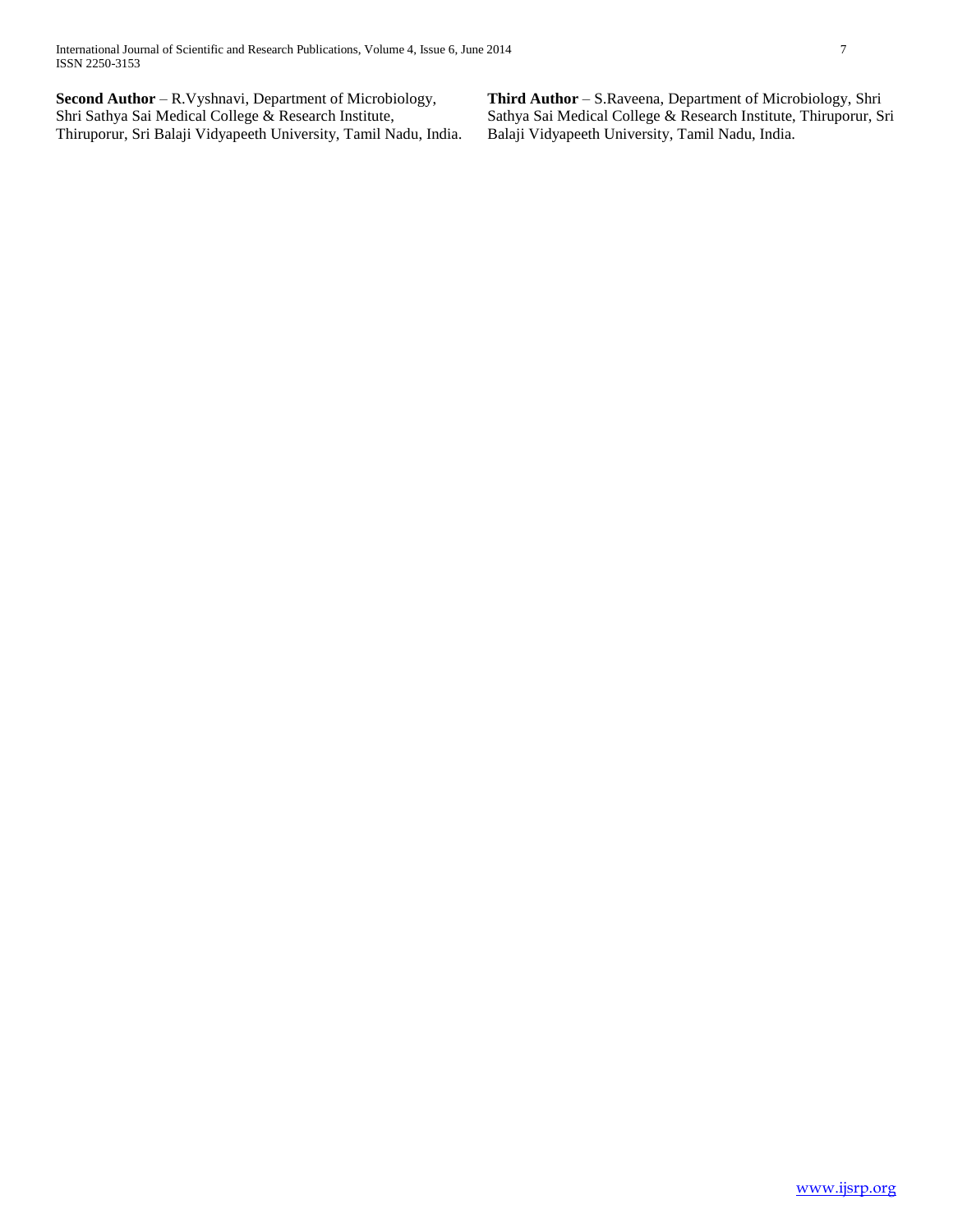**Second Author** – R.Vyshnavi, Department of Microbiology, Shri Sathya Sai Medical College & Research Institute, Thiruporur, Sri Balaji Vidyapeeth University, Tamil Nadu, India.

**Third Author** – S.Raveena, Department of Microbiology, Shri Sathya Sai Medical College & Research Institute, Thiruporur, Sri Balaji Vidyapeeth University, Tamil Nadu, India.